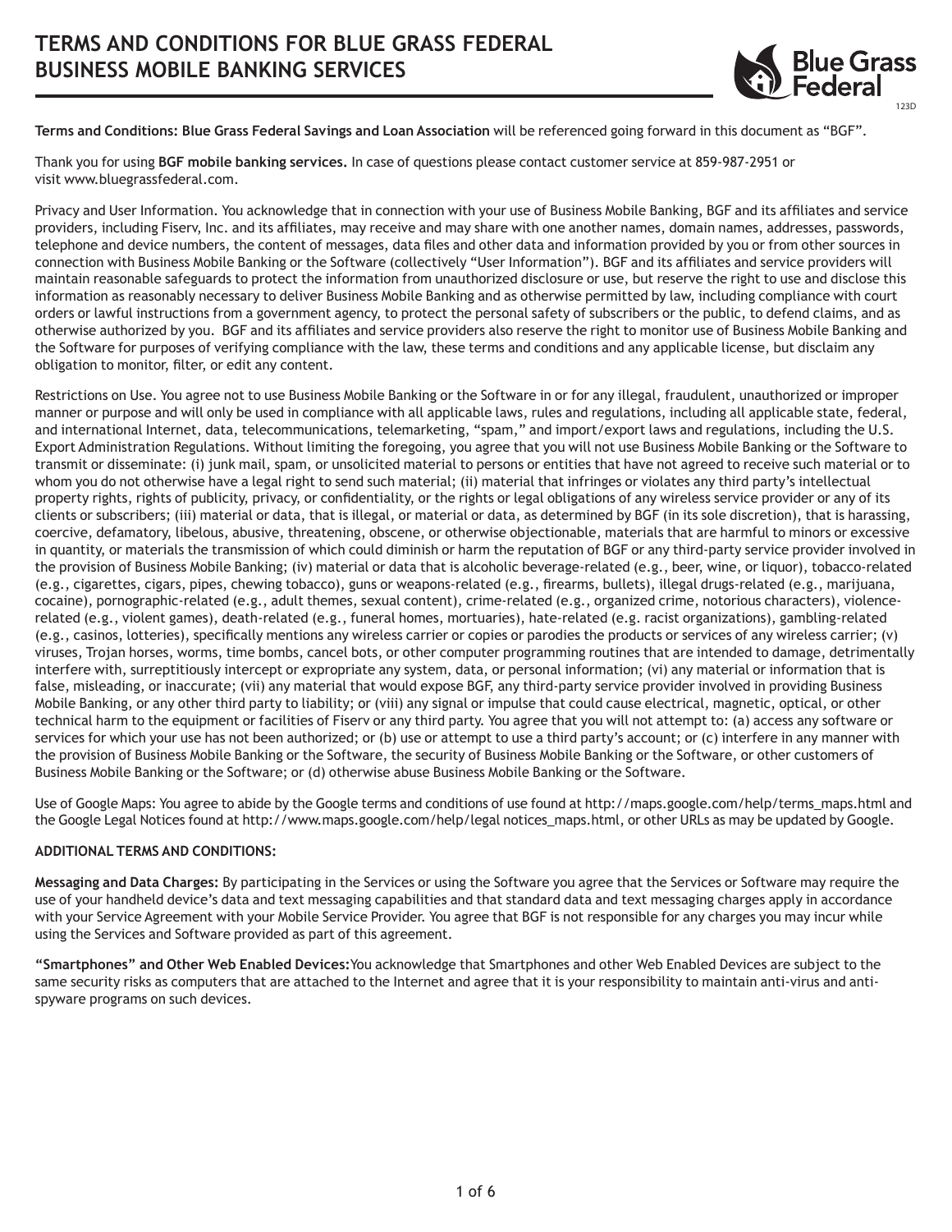# TERMS AND CONDITIONS FOR BLUE GRASS FEDERAL BUSINESS MOBILE BANKING SERVICES

123D

**Terms and Conditions: Blue Grass Federal Savings and Loan Association** will be referenced going forward in this document as "BGF".

Thank you for using **BGF mobile banking services.** In case of questions please contact customer service at 859-987-2951 or visit www.bluegrassfederal.com.

Privacy and User Information. You acknowledge that in connection with your use of Business Mobile Banking, BGF and its affiliates and service providers, including Fiserv, Inc. and its affiliates, may receive and may share with one another names, domain names, addresses, passwords, telephone and device numbers, the content of messages, data files and other data and information provided by you or from other sources in connection with Business Mobile Banking or the Software (collectively "User Information"). BGF and its affiliates and service providers will maintain reasonable safeguards to protect the information from unauthorized disclosure or use, but reserve the right to use and disclose this information as reasonably necessary to deliver Business Mobile Banking and as otherwise permitted by law, including compliance with court orders or lawful instructions from a government agency, to protect the personal safety of subscribers or the public, to defend claims, and as otherwise authorized by you. BGF and its affiliates and service providers also reserve the right to monitor use of Business Mobile Banking and the Software for purposes of verifying compliance with the law, these terms and conditions and any applicable license, but disclaim any obligation to monitor, filter, or edit any content.

Restrictions on Use. You agree not to use Business Mobile Banking or the Software in or for any illegal, fraudulent, unauthorized or improper manner or purpose and will only be used in compliance with all applicable laws, rules and regulations, including all applicable state, federal, and international Internet, data, telecommunications, telemarketing, "spam," and import/export laws and regulations, including the U.S. Export Administration Regulations. Without limiting the foregoing, you agree that you will not use Business Mobile Banking or the Software to transmit or disseminate: (i) junk mail, spam, or unsolicited material to persons or entities that have not agreed to receive such material or to whom you do not otherwise have a legal right to send such material; (ii) material that infringes or violates any third party's intellectual property rights, rights of publicity, privacy, or confidentiality, or the rights or legal obligations of any wireless service provider or any of its clients or subscribers; (iii) material or data, that is illegal, or material or data, as determined by BGF (in its sole discretion), that is harassing, coercive, defamatory, libelous, abusive, threatening, obscene, or otherwise objectionable, materials that are harmful to minors or excessive in quantity, or materials the transmission of which could diminish or harm the reputation of BGF or any third-party service provider involved in the provision of Business Mobile Banking; (iv) material or data that is alcoholic beverage-related (e.g., beer, wine, or liquor), tobacco-related (e.g., cigarettes, cigars, pipes, chewing tobacco), guns or weapons-related (e.g., firearms, bullets), illegal drugs-related (e.g., marijuana, cocaine), pornographic-related (e.g., adult themes, sexual content), crime-related (e.g., organized crime, notorious characters), violence-related (e.g., violent games), death-related (e.g., funeral homes, mortuaries), hate-related (e.g. racist organizations), gambling-related (e.g., casinos, lotteries), specifically mentions any wireless carrier or copies or parodies the products or services of any wireless carrier; (v) viruses, Trojan horses, worms, time bombs, cancel bots, or other computer programming routines that are intended to damage, detrimentally interfere with, surreptitiously intercept or expropriate any system, data, or personal information; (vi) any material or information that is false, misleading, or inaccurate; (vii) any material that would expose BGF, any third-party service provider involved in providing Business Mobile Banking, or any other third party to liability; or (viii) any signal or impulse that could cause electrical, magnetic, optical, or other technical harm to the equipment or facilities of Fiserv or any third party. You agree that you will not attempt to: (a) access any software or services for which your use has not been authorized; or (b) use or attempt to use a third party's account; or (c) interfere in any manner with the provision of Business Mobile Banking or the Software, the security of Business Mobile Banking or the Software, or other customers of Business Mobile Banking or the Software; or (d) otherwise abuse Business Mobile Banking or the Software.

Use of Google Maps: You agree to abide by the Google terms and conditions of use found at http://maps.google.com/help/terms_maps.html and the Google Legal Notices found at http://www.maps.google.com/help/legal notices_maps.html, or other URLs as may be updated by Google.

**ADDITIONAL TERMS AND CONDITIONS:**

**Messaging and Data Charges:** By participating in the Services or using the Software you agree that the Services or Software may require the use of your handheld device's data and text messaging capabilities and that standard data and text messaging charges apply in accordance with your Service Agreement with your Mobile Service Provider. You agree that BGF is not responsible for any charges you may incur while using the Services and Software provided as part of this agreement.

**"Smartphones" and Other Web Enabled Devices:** You acknowledge that Smartphones and other Web Enabled Devices are subject to the same security risks as computers that are attached to the Internet and agree that it is your responsibility to maintain anti-virus and anti-spyware programs on such devices.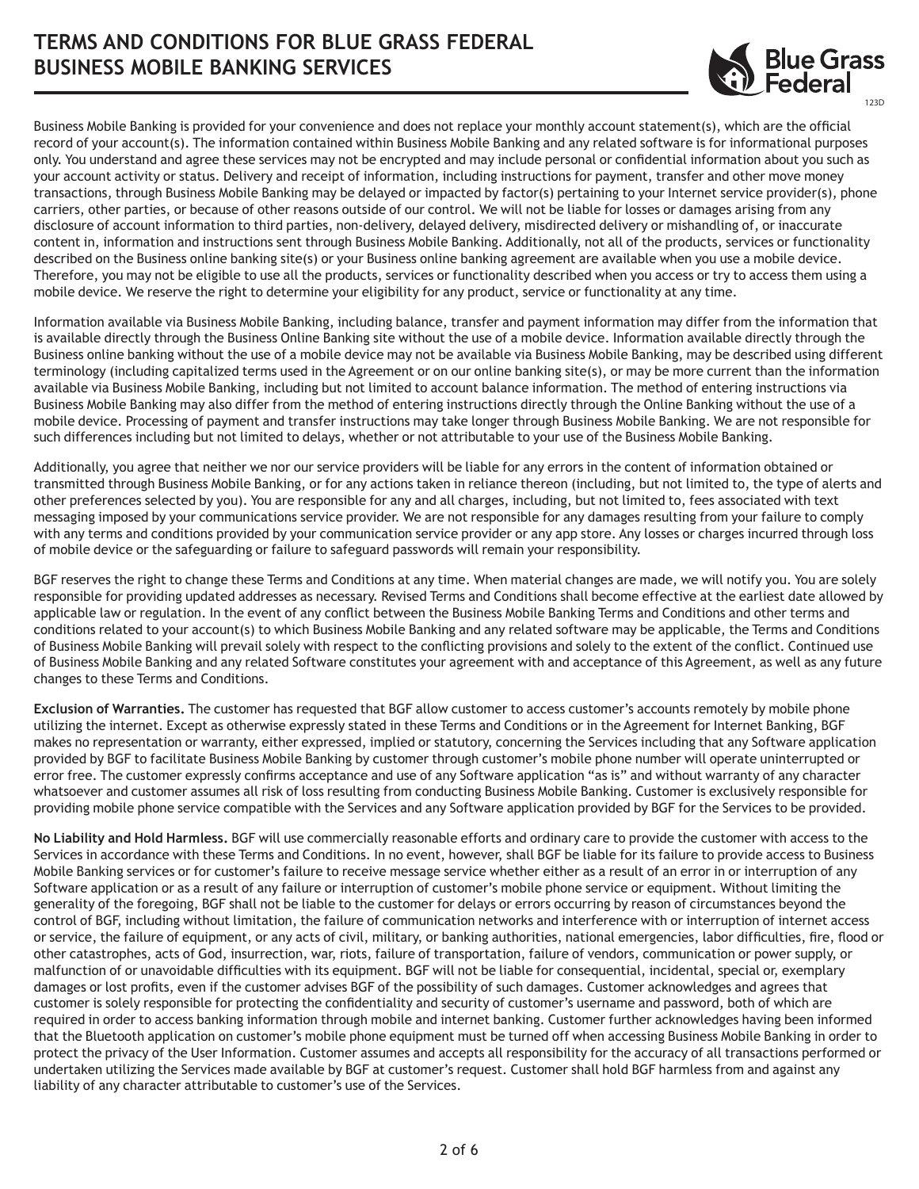# TERMS AND CONDITIONS FOR BLUE GRASS FEDERAL BUSINESS MOBILE BANKING SERVICES

Business Mobile Banking is provided for your convenience and does not replace your monthly account statement(s), which are the official record of your account(s). The information contained within Business Mobile Banking and any related software is for informational purposes only. You understand and agree these services may not be encrypted and may include personal or confidential information about you such as your account activity or status. Delivery and receipt of information, including instructions for payment, transfer and other move money transactions, through Business Mobile Banking may be delayed or impacted by factor(s) pertaining to your Internet service provider(s), phone carriers, other parties, or because of other reasons outside of our control. We will not be liable for losses or damages arising from any disclosure of account information to third parties, non-delivery, delayed delivery, misdirected delivery or mishandling of, or inaccurate content in, information and instructions sent through Business Mobile Banking. Additionally, not all of the products, services or functionality described on the Business online banking site(s) or your Business online banking agreement are available when you use a mobile device. Therefore, you may not be eligible to use all the products, services or functionality described when you access or try to access them using a mobile device. We reserve the right to determine your eligibility for any product, service or functionality at any time.

Information available via Business Mobile Banking, including balance, transfer and payment information may differ from the information that is available directly through the Business Online Banking site without the use of a mobile device. Information available directly through the Business online banking without the use of a mobile device may not be available via Business Mobile Banking, may be described using different terminology (including capitalized terms used in the Agreement or on our online banking site(s), or may be more current than the information available via Business Mobile Banking, including but not limited to account balance information. The method of entering instructions via Business Mobile Banking may also differ from the method of entering instructions directly through the Online Banking without the use of a mobile device. Processing of payment and transfer instructions may take longer through Business Mobile Banking. We are not responsible for such differences including but not limited to delays, whether or not attributable to your use of the Business Mobile Banking.

Additionally, you agree that neither we nor our service providers will be liable for any errors in the content of information obtained or transmitted through Business Mobile Banking, or for any actions taken in reliance thereon (including, but not limited to, the type of alerts and other preferences selected by you). You are responsible for any and all charges, including, but not limited to, fees associated with text messaging imposed by your communications service provider. We are not responsible for any damages resulting from your failure to comply with any terms and conditions provided by your communication service provider or any app store. Any losses or charges incurred through loss of mobile device or the safeguarding or failure to safeguard passwords will remain your responsibility.

BGF reserves the right to change these Terms and Conditions at any time. When material changes are made, we will notify you. You are solely responsible for providing updated addresses as necessary. Revised Terms and Conditions shall become effective at the earliest date allowed by applicable law or regulation. In the event of any conflict between the Business Mobile Banking Terms and Conditions and other terms and conditions related to your account(s) to which Business Mobile Banking and any related software may be applicable, the Terms and Conditions of Business Mobile Banking will prevail solely with respect to the conflicting provisions and solely to the extent of the conflict. Continued use of Business Mobile Banking and any related Software constitutes your agreement with and acceptance of this Agreement, as well as any future changes to these Terms and Conditions.

**Exclusion of Warranties.** The customer has requested that BGF allow customer to access customer's accounts remotely by mobile phone utilizing the internet. Except as otherwise expressly stated in these Terms and Conditions or in the Agreement for Internet Banking, BGF makes no representation or warranty, either expressed, implied or statutory, concerning the Services including that any Software application provided by BGF to facilitate Business Mobile Banking by customer through customer's mobile phone number will operate uninterrupted or error free. The customer expressly confirms acceptance and use of any Software application "as is" and without warranty of any character whatsoever and customer assumes all risk of loss resulting from conducting Business Mobile Banking. Customer is exclusively responsible for providing mobile phone service compatible with the Services and any Software application provided by BGF for the Services to be provided.

**No Liability and Hold Harmless.** BGF will use commercially reasonable efforts and ordinary care to provide the customer with access to the Services in accordance with these Terms and Conditions. In no event, however, shall BGF be liable for its failure to provide access to Business Mobile Banking services or for customer's failure to receive message service whether either as a result of an error in or interruption of any Software application or as a result of any failure or interruption of customer's mobile phone service or equipment. Without limiting the generality of the foregoing, BGF shall not be liable to the customer for delays or errors occurring by reason of circumstances beyond the control of BGF, including without limitation, the failure of communication networks and interference with or interruption of internet access or service, the failure of equipment, or any acts of civil, military, or banking authorities, national emergencies, labor difficulties, fire, flood or other catastrophes, acts of God, insurrection, war, riots, failure of transportation, failure of vendors, communication or power supply, or malfunction of or unavoidable difficulties with its equipment. BGF will not be liable for consequential, incidental, special or, exemplary damages or lost profits, even if the customer advises BGF of the possibility of such damages. Customer acknowledges and agrees that customer is solely responsible for protecting the confidentiality and security of customer's username and password, both of which are required in order to access banking information through mobile and internet banking. Customer further acknowledges having been informed that the Bluetooth application on customer's mobile phone equipment must be turned off when accessing Business Mobile Banking in order to protect the privacy of the User Information. Customer assumes and accepts all responsibility for the accuracy of all transactions performed or undertaken utilizing the Services made available by BGF at customer's request. Customer shall hold BGF harmless from and against any liability of any character attributable to customer's use of the Services.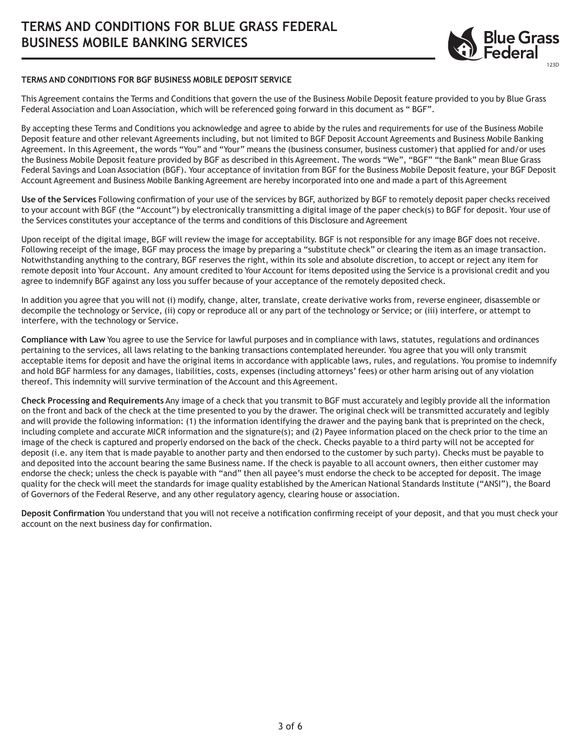# TERMS AND CONDITIONS FOR BLUE GRASS FEDERAL BUSINESS MOBILE BANKING SERVICES

123D

## TERMS AND CONDITIONS FOR BGF BUSINESS MOBILE DEPOSIT SERVICE

This Agreement contains the Terms and Conditions that govern the use of the Business Mobile Deposit feature provided to you by Blue Grass Federal Association and Loan Association, which will be referenced going forward in this document as " BGF".

By accepting these Terms and Conditions you acknowledge and agree to abide by the rules and requirements for use of the Business Mobile Deposit feature and other relevant Agreements including, but not limited to BGF Deposit Account Agreements and Business Mobile Banking Agreement. In this Agreement, the words "You" and "Your" means the (business consumer, business customer) that applied for and/or uses the Business Mobile Deposit feature provided by BGF as described in this Agreement. The words "We", "BGF" "the Bank" mean Blue Grass Federal Savings and Loan Association (BGF). Your acceptance of invitation from BGF for the Business Mobile Deposit feature, your BGF Deposit Account Agreement and Business Mobile Banking Agreement are hereby incorporated into one and made a part of this Agreement

**Use of the Services** Following confirmation of your use of the services by BGF, authorized by BGF to remotely deposit paper checks received to your account with BGF (the "Account") by electronically transmitting a digital image of the paper check(s) to BGF for deposit. Your use of the Services constitutes your acceptance of the terms and conditions of this Disclosure and Agreement

Upon receipt of the digital image, BGF will review the image for acceptability. BGF is not responsible for any image BGF does not receive. Following receipt of the image, BGF may process the image by preparing a "substitute check" or clearing the item as an image transaction. Notwithstanding anything to the contrary, BGF reserves the right, within its sole and absolute discretion, to accept or reject any item for remote deposit into Your Account. Any amount credited to Your Account for items deposited using the Service is a provisional credit and you agree to indemnify BGF against any loss you suffer because of your acceptance of the remotely deposited check.

In addition you agree that you will not (i) modify, change, alter, translate, create derivative works from, reverse engineer, disassemble or decompile the technology or Service, (ii) copy or reproduce all or any part of the technology or Service; or (iii) interfere, or attempt to interfere, with the technology or Service.

**Compliance with Law** You agree to use the Service for lawful purposes and in compliance with laws, statutes, regulations and ordinances pertaining to the services, all laws relating to the banking transactions contemplated hereunder. You agree that you will only transmit acceptable items for deposit and have the original items in accordance with applicable laws, rules, and regulations. You promise to indemnify and hold BGF harmless for any damages, liabilities, costs, expenses (including attorneys' fees) or other harm arising out of any violation thereof. This indemnity will survive termination of the Account and this Agreement.

**Check Processing and Requirements** Any image of a check that you transmit to BGF must accurately and legibly provide all the information on the front and back of the check at the time presented to you by the drawer. The original check will be transmitted accurately and legibly and will provide the following information: (1) the information identifying the drawer and the paying bank that is preprinted on the check, including complete and accurate MICR information and the signature(s); and (2) Payee information placed on the check prior to the time an image of the check is captured and properly endorsed on the back of the check. Checks payable to a third party will not be accepted for deposit (i.e. any item that is made payable to another party and then endorsed to the customer by such party). Checks must be payable to and deposited into the account bearing the same Business name. If the check is payable to all account owners, then either customer may endorse the check; unless the check is payable with "and" then all payee's must endorse the check to be accepted for deposit. The image quality for the check will meet the standards for image quality established by the American National Standards Institute ("ANSI"), the Board of Governors of the Federal Reserve, and any other regulatory agency, clearing house or association.

**Deposit Confirmation** You understand that you will not receive a notification confirming receipt of your deposit, and that you must check your account on the next business day for confirmation.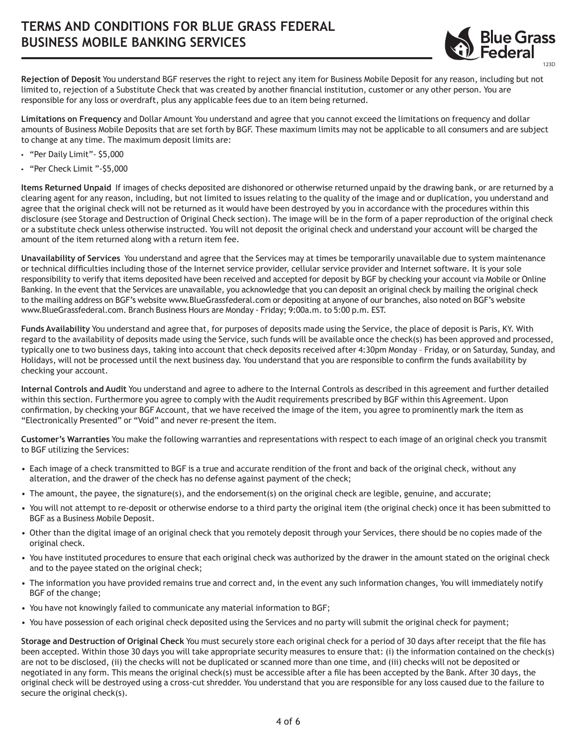# TERMS AND CONDITIONS FOR BLUE GRASS FEDERAL BUSINESS MOBILE BANKING SERVICES

123D

**Rejection of Deposit** You understand BGF reserves the right to reject any item for Business Mobile Deposit for any reason, including but not limited to, rejection of a Substitute Check that was created by another financial institution, customer or any other person. You are responsible for any loss or overdraft, plus any applicable fees due to an item being returned.

**Limitations on Frequency** and Dollar Amount You understand and agree that you cannot exceed the limitations on frequency and dollar amounts of Business Mobile Deposits that are set forth by BGF. These maximum limits may not be applicable to all consumers and are subject to change at any time. The maximum deposit limits are:

- "Per Daily Limit"- $5,000
- "Per Check Limit "-$5,000

**Items Returned Unpaid** If images of checks deposited are dishonored or otherwise returned unpaid by the drawing bank, or are returned by a clearing agent for any reason, including, but not limited to issues relating to the quality of the image and or duplication, you understand and agree that the original check will not be returned as it would have been destroyed by you in accordance with the procedures within this disclosure (see Storage and Destruction of Original Check section). The image will be in the form of a paper reproduction of the original check or a substitute check unless otherwise instructed. You will not deposit the original check and understand your account will be charged the amount of the item returned along with a return item fee.

**Unavailability of Services** You understand and agree that the Services may at times be temporarily unavailable due to system maintenance or technical difficulties including those of the Internet service provider, cellular service provider and Internet software. It is your sole responsibility to verify that items deposited have been received and accepted for deposit by BGF by checking your account via Mobile or Online Banking. In the event that the Services are unavailable, you acknowledge that you can deposit an original check by mailing the original check to the mailing address on BGF's website www.BlueGrassfederal.com or depositing at anyone of our branches, also noted on BGF's website www.BlueGrassfederal.com. Branch Business Hours are Monday - Friday; 9:00a.m. to 5:00 p.m. EST.

**Funds Availability** You understand and agree that, for purposes of deposits made using the Service, the place of deposit is Paris, KY. With regard to the availability of deposits made using the Service, such funds will be available once the check(s) has been approved and processed, typically one to two business days, taking into account that check deposits received after 4:30pm Monday – Friday, or on Saturday, Sunday, and Holidays, will not be processed until the next business day. You understand that you are responsible to confirm the funds availability by checking your account.

**Internal Controls and Audit** You understand and agree to adhere to the Internal Controls as described in this agreement and further detailed within this section. Furthermore you agree to comply with the Audit requirements prescribed by BGF within this Agreement. Upon confirmation, by checking your BGF Account, that we have received the image of the item, you agree to prominently mark the item as "Electronically Presented" or "Void" and never re-present the item.

**Customer's Warranties** You make the following warranties and representations with respect to each image of an original check you transmit to BGF utilizing the Services:

- Each image of a check transmitted to BGF is a true and accurate rendition of the front and back of the original check, without any alteration, and the drawer of the check has no defense against payment of the check;
- The amount, the payee, the signature(s), and the endorsement(s) on the original check are legible, genuine, and accurate;
- You will not attempt to re-deposit or otherwise endorse to a third party the original item (the original check) once it has been submitted to BGF as a Business Mobile Deposit.
- Other than the digital image of an original check that you remotely deposit through your Services, there should be no copies made of the original check.
- You have instituted procedures to ensure that each original check was authorized by the drawer in the amount stated on the original check and to the payee stated on the original check;
- The information you have provided remains true and correct and, in the event any such information changes, You will immediately notify BGF of the change;
- You have not knowingly failed to communicate any material information to BGF;
- You have possession of each original check deposited using the Services and no party will submit the original check for payment;

**Storage and Destruction of Original Check** You must securely store each original check for a period of 30 days after receipt that the file has been accepted. Within those 30 days you will take appropriate security measures to ensure that: (i) the information contained on the check(s) are not to be disclosed, (ii) the checks will not be duplicated or scanned more than one time, and (iii) checks will not be deposited or negotiated in any form. This means the original check(s) must be accessible after a file has been accepted by the Bank. After 30 days, the original check will be destroyed using a cross-cut shredder. You understand that you are responsible for any loss caused due to the failure to secure the original check(s).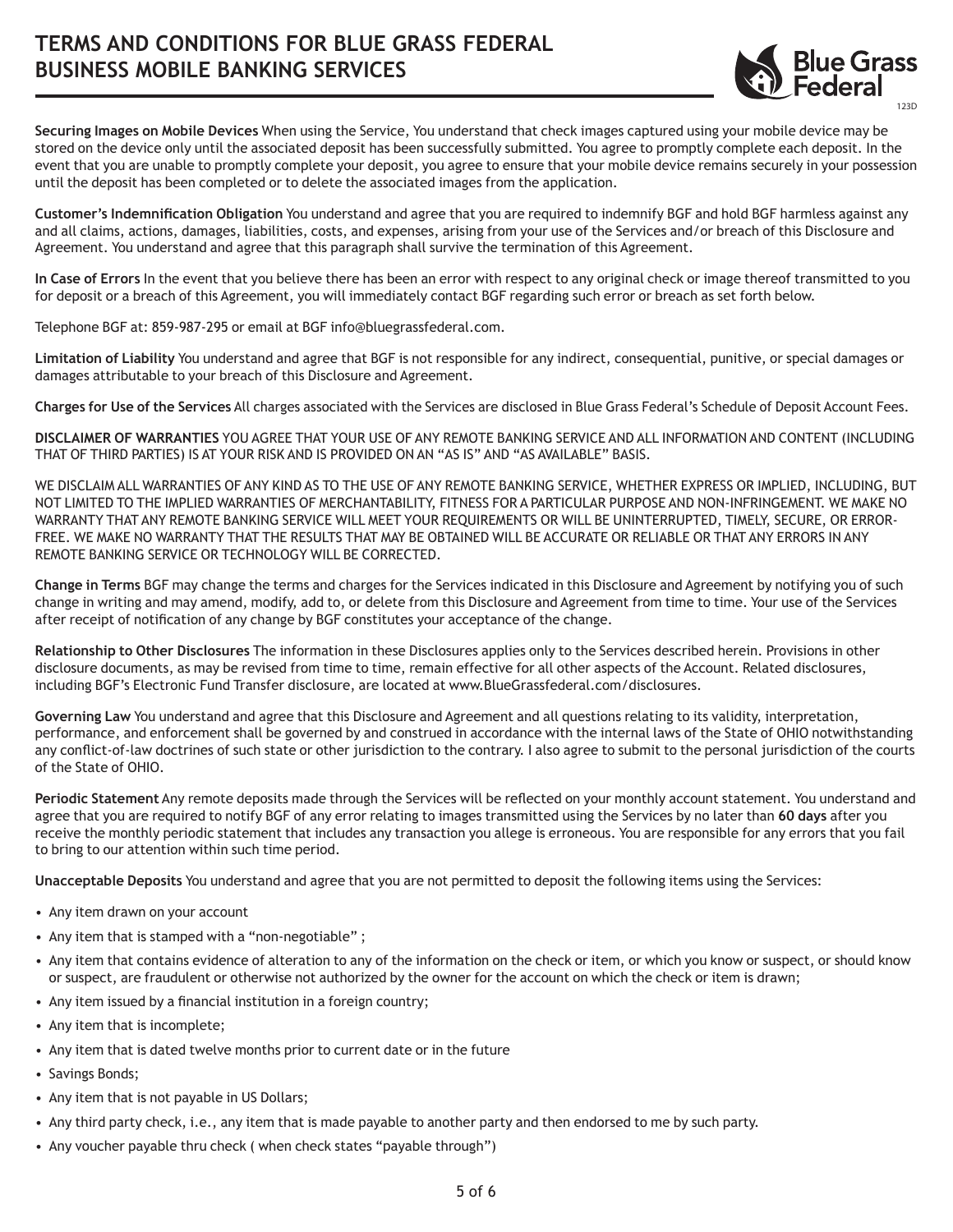# TERMS AND CONDITIONS FOR BLUE GRASS FEDERAL BUSINESS MOBILE BANKING SERVICES

123D

**Securing Images on Mobile Devices** When using the Service, You understand that check images captured using your mobile device may be stored on the device only until the associated deposit has been successfully submitted. You agree to promptly complete each deposit. In the event that you are unable to promptly complete your deposit, you agree to ensure that your mobile device remains securely in your possession until the deposit has been completed or to delete the associated images from the application.

**Customer's Indemnification Obligation** You understand and agree that you are required to indemnify BGF and hold BGF harmless against any and all claims, actions, damages, liabilities, costs, and expenses, arising from your use of the Services and/or breach of this Disclosure and Agreement. You understand and agree that this paragraph shall survive the termination of this Agreement.

**In Case of Errors** In the event that you believe there has been an error with respect to any original check or image thereof transmitted to you for deposit or a breach of this Agreement, you will immediately contact BGF regarding such error or breach as set forth below.

Telephone BGF at: 859-987-295 or email at BGF info@bluegrassfederal.com.

**Limitation of Liability** You understand and agree that BGF is not responsible for any indirect, consequential, punitive, or special damages or damages attributable to your breach of this Disclosure and Agreement.

**Charges for Use of the Services** All charges associated with the Services are disclosed in Blue Grass Federal's Schedule of Deposit Account Fees.

**DISCLAIMER OF WARRANTIES** YOU AGREE THAT YOUR USE OF ANY REMOTE BANKING SERVICE AND ALL INFORMATION AND CONTENT (INCLUDING THAT OF THIRD PARTIES) IS AT YOUR RISK AND IS PROVIDED ON AN "AS IS" AND "AS AVAILABLE" BASIS.

WE DISCLAIM ALL WARRANTIES OF ANY KIND AS TO THE USE OF ANY REMOTE BANKING SERVICE, WHETHER EXPRESS OR IMPLIED, INCLUDING, BUT NOT LIMITED TO THE IMPLIED WARRANTIES OF MERCHANTABILITY, FITNESS FOR A PARTICULAR PURPOSE AND NON-INFRINGEMENT. WE MAKE NO WARRANTY THAT ANY REMOTE BANKING SERVICE WILL MEET YOUR REQUIREMENTS OR WILL BE UNINTERRUPTED, TIMELY, SECURE, OR ERROR-FREE. WE MAKE NO WARRANTY THAT THE RESULTS THAT MAY BE OBTAINED WILL BE ACCURATE OR RELIABLE OR THAT ANY ERRORS IN ANY REMOTE BANKING SERVICE OR TECHNOLOGY WILL BE CORRECTED.

**Change in Terms** BGF may change the terms and charges for the Services indicated in this Disclosure and Agreement by notifying you of such change in writing and may amend, modify, add to, or delete from this Disclosure and Agreement from time to time. Your use of the Services after receipt of notification of any change by BGF constitutes your acceptance of the change.

**Relationship to Other Disclosures** The information in these Disclosures applies only to the Services described herein. Provisions in other disclosure documents, as may be revised from time to time, remain effective for all other aspects of the Account. Related disclosures, including BGF's Electronic Fund Transfer disclosure, are located at www.BlueGrassfederal.com/disclosures.

**Governing Law** You understand and agree that this Disclosure and Agreement and all questions relating to its validity, interpretation, performance, and enforcement shall be governed by and construed in accordance with the internal laws of the State of OHIO notwithstanding any conflict-of-law doctrines of such state or other jurisdiction to the contrary. I also agree to submit to the personal jurisdiction of the courts of the State of OHIO.

**Periodic Statement** Any remote deposits made through the Services will be reflected on your monthly account statement. You understand and agree that you are required to notify BGF of any error relating to images transmitted using the Services by no later than **60 days** after you receive the monthly periodic statement that includes any transaction you allege is erroneous. You are responsible for any errors that you fail to bring to our attention within such time period.

**Unacceptable Deposits** You understand and agree that you are not permitted to deposit the following items using the Services:

- Any item drawn on your account
- Any item that is stamped with a "non-negotiable" ;
- Any item that contains evidence of alteration to any of the information on the check or item, or which you know or suspect, or should know or suspect, are fraudulent or otherwise not authorized by the owner for the account on which the check or item is drawn;
- Any item issued by a financial institution in a foreign country;
- Any item that is incomplete;
- Any item that is dated twelve months prior to current date or in the future
- Savings Bonds;
- Any item that is not payable in US Dollars;
- Any third party check, i.e., any item that is made payable to another party and then endorsed to me by such party.
- Any voucher payable thru check ( when check states "payable through")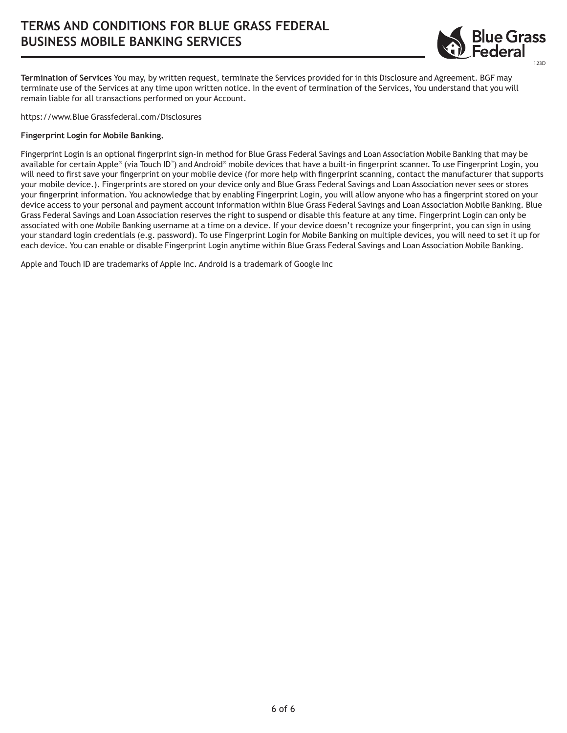**Termination of Services** You may, by written request, terminate the Services provided for in this Disclosure and Agreement. BGF may terminate use of the Services at any time upon written notice. In the event of termination of the Services, You understand that you will remain liable for all transactions performed on your Account.

https://www.Blue Grassfederal.com/Disclosures

**Fingerprint Login for Mobile Banking.**

Fingerprint Login is an optional fingerprint sign-in method for Blue Grass Federal Savings and Loan Association Mobile Banking that may be available for certain Apple® (via Touch ID™) and Android® mobile devices that have a built-in fingerprint scanner. To use Fingerprint Login, you will need to first save your fingerprint on your mobile device (for more help with fingerprint scanning, contact the manufacturer that supports your mobile device.). Fingerprints are stored on your device only and Blue Grass Federal Savings and Loan Association never sees or stores your fingerprint information. You acknowledge that by enabling Fingerprint Login, you will allow anyone who has a fingerprint stored on your device access to your personal and payment account information within Blue Grass Federal Savings and Loan Association Mobile Banking. Blue Grass Federal Savings and Loan Association reserves the right to suspend or disable this feature at any time. Fingerprint Login can only be associated with one Mobile Banking username at a time on a device. If your device doesn't recognize your fingerprint, you can sign in using your standard login credentials (e.g. password). To use Fingerprint Login for Mobile Banking on multiple devices, you will need to set it up for each device. You can enable or disable Fingerprint Login anytime within Blue Grass Federal Savings and Loan Association Mobile Banking.

Apple and Touch ID are trademarks of Apple Inc. Android is a trademark of Google Inc